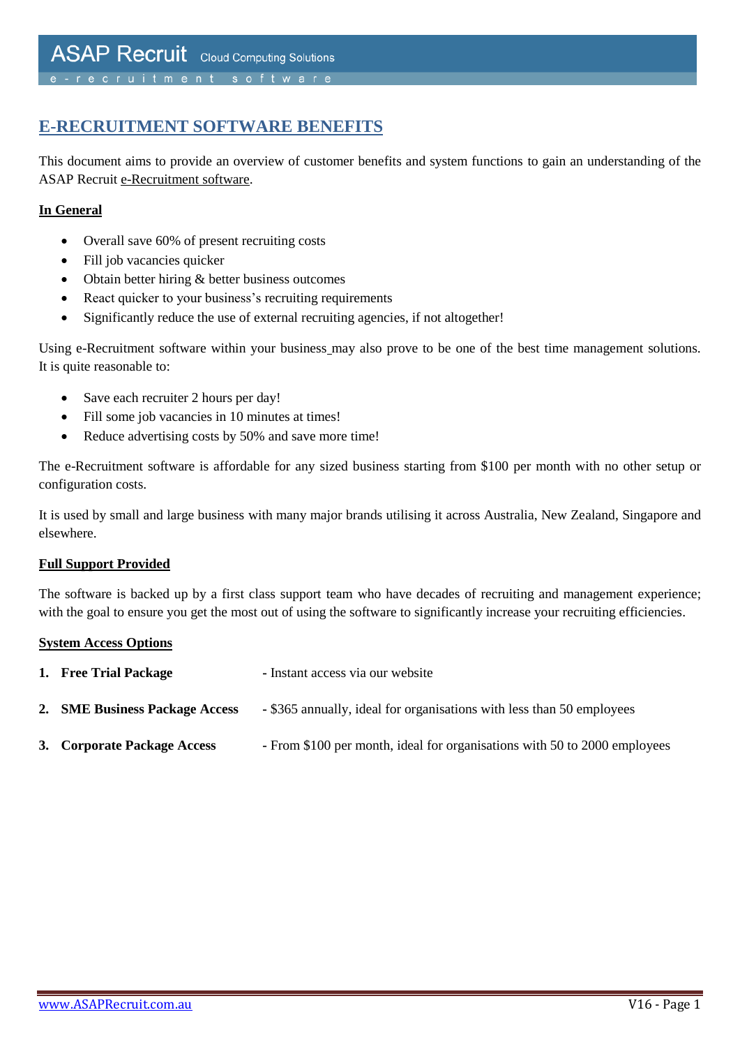# E-RECRUITMENT SOFTWARE BENEFITS

This document aims to provide an overview of customer benefits and system functions to gain an understanding of the ASAP Recruit e-Recruitment software.

**In General**

- Overall save 60% of present recruiting costs
- Fill job vacancies quicker
- Obtain better hiring & better business outcomes
- React quicker to your business's recruiting requirements
- Significantly reduce the use of external recruiting agencies, if not altogether!

Using e-Recruitment software within your business may also prove to be one of the best time management solutions. It is quite reasonable to:

- Save each recruiter 2 hours per day!
- Fill some job vacancies in 10 minutes at times!
- Reduce advertising costs by 50% and save more time!

The e-Recruitment software is affordable for any sized business starting from $100 per month with no other setup or configuration costs.

It is used by small and large business with many major brands utilising it across Australia, New Zealand, Singapore and elsewhere.

**Full Support Provided**

The software is backed up by a first class support team who have decades of recruiting and management experience; with the goal to ensure you get the most out of using the software to significantly increase your recruiting efficiencies.

**System Access Options**

1. **Free Trial Package** - Instant access via our website
2. **SME Business Package Access** - $365 annually, ideal for organisations with less than 50 employees
3. **Corporate Package Access** - From $100 per month, ideal for organisations with 50 to 2000 employees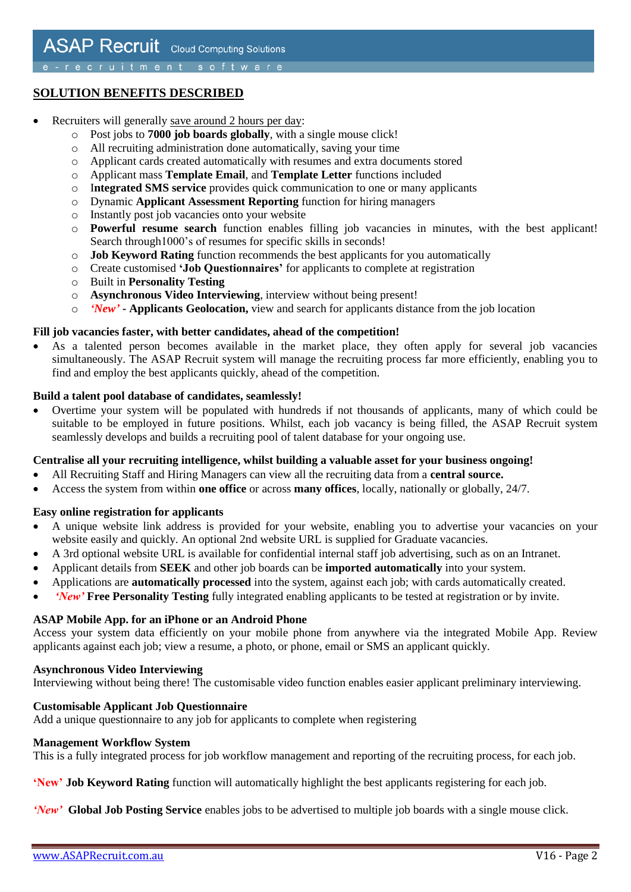## SOLUTION BENEFITS DESCRIBED

- Recruiters will generally save around 2 hours per day:
  - Post jobs to **7000 job boards globally**, with a single mouse click!
  - All recruiting administration done automatically, saving your time
  - Applicant cards created automatically with resumes and extra documents stored
  - Applicant mass **Template Email**, and **Template Letter** functions included
  - **Integrated SMS service** provides quick communication to one or many applicants
  - Dynamic **Applicant Assessment Reporting** function for hiring managers
  - Instantly post job vacancies onto your website
  - **Powerful resume search** function enables filling job vacancies in minutes, with the best applicant! Search through1000's of resumes for specific skills in seconds!
  - **Job Keyword Rating** function recommends the best applicants for you automatically
  - Create customised **'Job Questionnaires'** for applicants to complete at registration
  - Built in **Personality Testing**
  - **Asynchronous Video Interviewing**, interview without being present!
  - ***'New'*** **- Applicants Geolocation,** view and search for applicants distance from the job location

**Fill job vacancies faster, with better candidates, ahead of the competition!**

- As a talented person becomes available in the market place, they often apply for several job vacancies simultaneously. The ASAP Recruit system will manage the recruiting process far more efficiently, enabling you to find and employ the best applicants quickly, ahead of the competition.

**Build a talent pool database of candidates, seamlessly!**

- Overtime your system will be populated with hundreds if not thousands of applicants, many of which could be suitable to be employed in future positions. Whilst, each job vacancy is being filled, the ASAP Recruit system seamlessly develops and builds a recruiting pool of talent database for your ongoing use.

**Centralise all your recruiting intelligence, whilst building a valuable asset for your business ongoing!**

- All Recruiting Staff and Hiring Managers can view all the recruiting data from a **central source.**
- Access the system from within **one office** or across **many offices**, locally, nationally or globally, 24/7.

**Easy online registration for applicants**

- A unique website link address is provided for your website, enabling you to advertise your vacancies on your website easily and quickly. An optional 2nd website URL is supplied for Graduate vacancies.
- A 3rd optional website URL is available for confidential internal staff job advertising, such as on an Intranet.
- Applicant details from **SEEK** and other job boards can be **imported automatically** into your system.
- Applications are **automatically processed** into the system, against each job; with cards automatically created.
- ***'New'*** **Free Personality Testing** fully integrated enabling applicants to be tested at registration or by invite.

**ASAP Mobile App. for an iPhone or an Android Phone**

Access your system data efficiently on your mobile phone from anywhere via the integrated Mobile App. Review applicants against each job; view a resume, a photo, or phone, email or SMS an applicant quickly.

**Asynchronous Video Interviewing**

Interviewing without being there! The customisable video function enables easier applicant preliminary interviewing.

**Customisable Applicant Job Questionnaire**

Add a unique questionnaire to any job for applicants to complete when registering

**Management Workflow System**

This is a fully integrated process for job workflow management and reporting of the recruiting process, for each job.

**'New' Job Keyword Rating** function will automatically highlight the best applicants registering for each job.

***'New'*** **Global Job Posting Service** enables jobs to be advertised to multiple job boards with a single mouse click.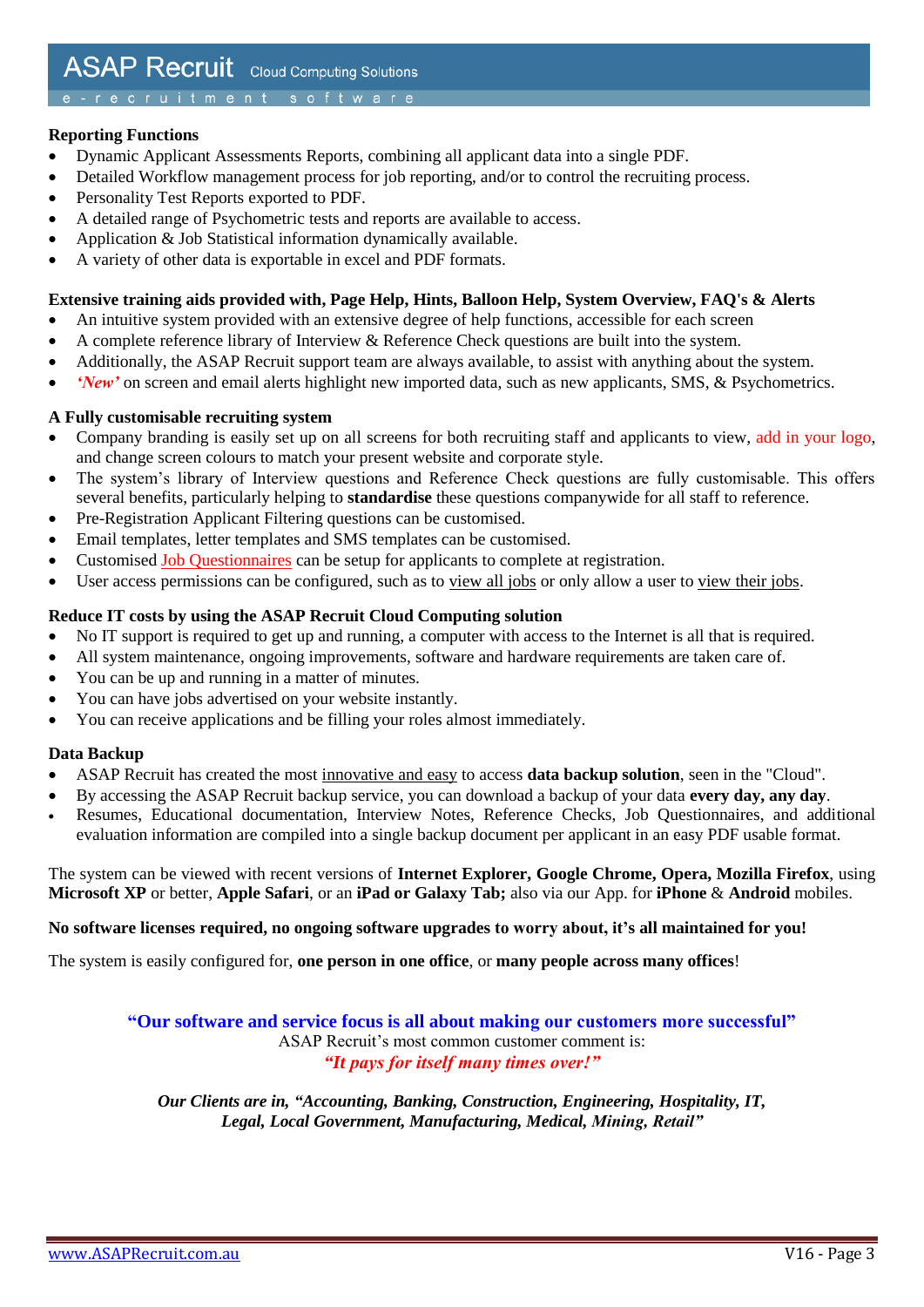**Reporting Functions**

- Dynamic Applicant Assessments Reports, combining all applicant data into a single PDF.
- Detailed Workflow management process for job reporting, and/or to control the recruiting process.
- Personality Test Reports exported to PDF.
- A detailed range of Psychometric tests and reports are available to access.
- Application & Job Statistical information dynamically available.
- A variety of other data is exportable in excel and PDF formats.

**Extensive training aids provided with, Page Help, Hints, Balloon Help, System Overview, FAQ's & Alerts**

- An intuitive system provided with an extensive degree of help functions, accessible for each screen
- A complete reference library of Interview & Reference Check questions are built into the system.
- Additionally, the ASAP Recruit support team are always available, to assist with anything about the system.
- ***'New'*** on screen and email alerts highlight new imported data, such as new applicants, SMS, & Psychometrics.

**A Fully customisable recruiting system**

- Company branding is easily set up on all screens for both recruiting staff and applicants to view, add in your logo, and change screen colours to match your present website and corporate style.
- The system's library of Interview questions and Reference Check questions are fully customisable. This offers several benefits, particularly helping to **standardise** these questions companywide for all staff to reference.
- Pre-Registration Applicant Filtering questions can be customised.
- Email templates, letter templates and SMS templates can be customised.
- Customised Job Questionnaires can be setup for applicants to complete at registration.
- User access permissions can be configured, such as to view all jobs or only allow a user to view their jobs.

**Reduce IT costs by using the ASAP Recruit Cloud Computing solution**

- No IT support is required to get up and running, a computer with access to the Internet is all that is required.
- All system maintenance, ongoing improvements, software and hardware requirements are taken care of.
- You can be up and running in a matter of minutes.
- You can have jobs advertised on your website instantly.
- You can receive applications and be filling your roles almost immediately.

**Data Backup**

- ASAP Recruit has created the most innovative and easy to access **data backup solution**, seen in the "Cloud".
- By accessing the ASAP Recruit backup service, you can download a backup of your data **every day, any day**.
- Resumes, Educational documentation, Interview Notes, Reference Checks, Job Questionnaires, and additional evaluation information are compiled into a single backup document per applicant in an easy PDF usable format.

The system can be viewed with recent versions of **Internet Explorer, Google Chrome, Opera, Mozilla Firefox**, using **Microsoft XP** or better, **Apple Safari**, or an **iPad or Galaxy Tab;** also via our App. for **iPhone** & **Android** mobiles.

**No software licenses required, no ongoing software upgrades to worry about, it's all maintained for you!**

The system is easily configured for, **one person in one office**, or **many people across many offices**!

**"Our software and service focus is all about making our customers more successful"**

ASAP Recruit's most common customer comment is:

***"It pays for itself many times over!"***

***Our Clients are in, "Accounting, Banking, Construction, Engineering, Hospitality, IT, Legal, Local Government, Manufacturing, Medical, Mining, Retail"***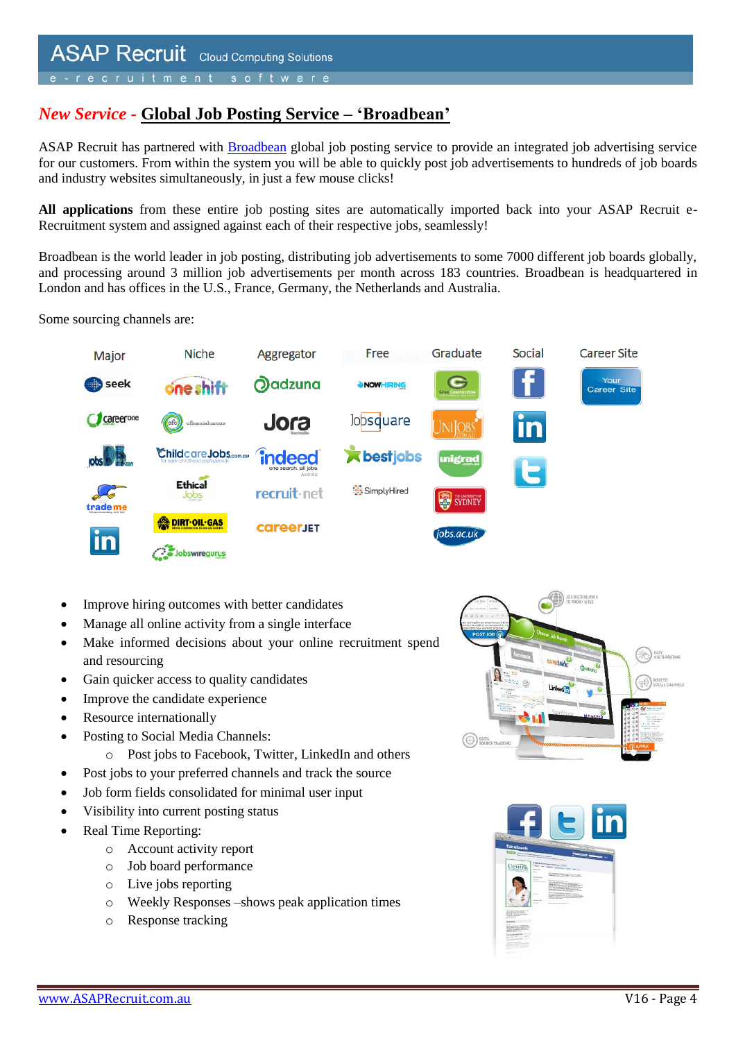## *New Service -* Global Job Posting Service – 'Broadbean'

ASAP Recruit has partnered with Broadbean global job posting service to provide an integrated job advertising service for our customers. From within the system you will be able to quickly post job advertisements to hundreds of job boards and industry websites simultaneously, in just a few mouse clicks!

**All applications** from these entire job posting sites are automatically imported back into your ASAP Recruit e-Recruitment system and assigned against each of their respective jobs, seamlessly!

Broadbean is the world leader in job posting, distributing job advertisements to some 7000 different job boards globally, and processing around 3 million job advertisements per month across 183 countries. Broadbean is headquartered in London and has offices in the U.S., France, Germany, the Netherlands and Australia.

Some sourcing channels are:

| Major | Niche | Aggregator | Free | Graduate | Social | Career Site |
|---|---|---|---|---|---|---|
| seek | one shift | adzuna | NOWHIRING | GradConnection | Facebook | Your Career Site |
| careerone | financialcareers | Jora | Jobsquare | UNIJOBS | LinkedIn | |
| jobs DB | ChildcareJobs.com.au | indeed | bestjobs | unigrad | Twitter | |
| trade me | Ethical Jobs | recruit.net | SimplyHired | The University of Sydney | | |
| LinkedIn | DIRT-OIL-GAS | careerJET | | jobs.ac.uk | | |
| | Jobswiregurus | | | | | |

- Improve hiring outcomes with better candidates
- Manage all online activity from a single interface
- Make informed decisions about your online recruitment spend and resourcing
- Gain quicker access to quality candidates
- Improve the candidate experience
- Resource internationally
- Posting to Social Media Channels:
  - Post jobs to Facebook, Twitter, LinkedIn and others
- Post jobs to your preferred channels and track the source
- Job form fields consolidated for minimal user input
- Visibility into current posting status
- Real Time Reporting:
  - Account activity report
  - Job board performance
  - Live jobs reporting
  - Weekly Responses –shows peak application times
  - Response tracking

www.ASAPRecruit.com.au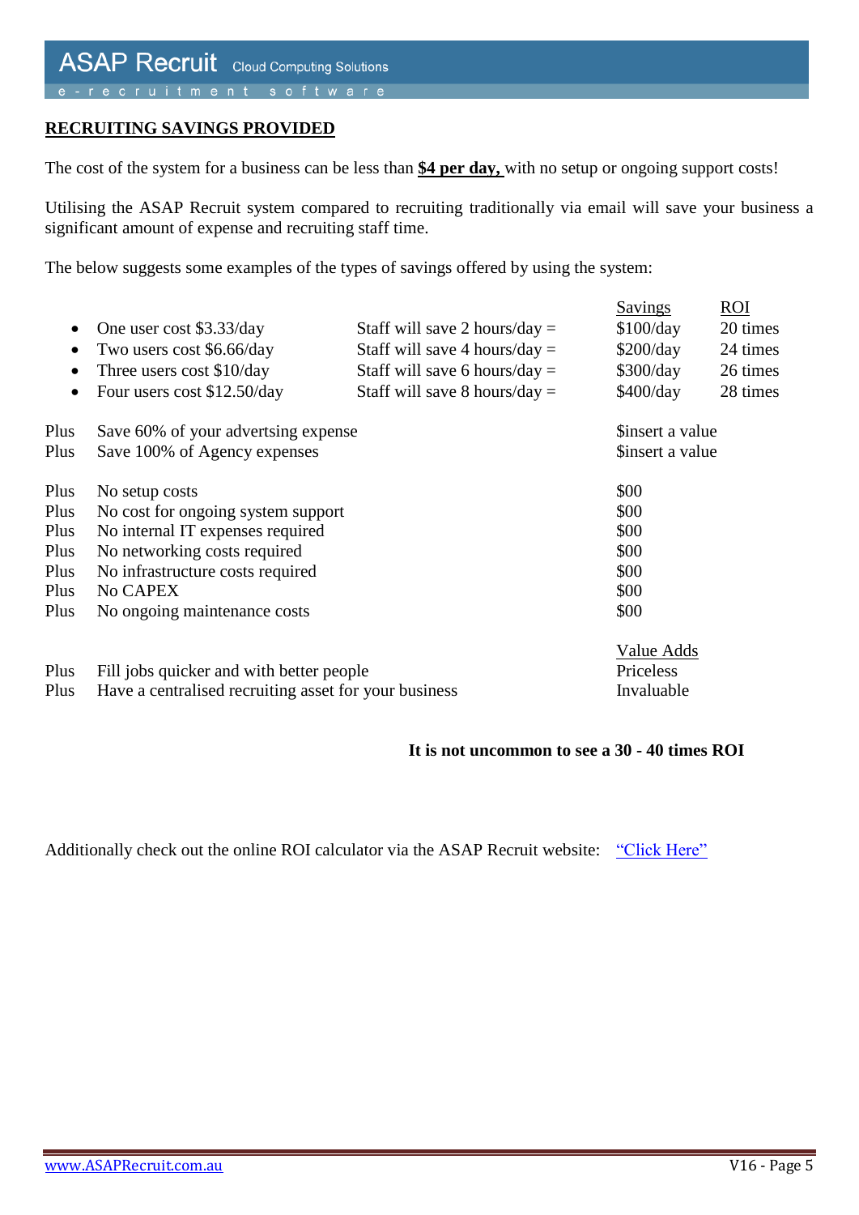## RECRUITING SAVINGS PROVIDED

The cost of the system for a business can be less than **$4 per day,** with no setup or ongoing support costs!

Utilising the ASAP Recruit system compared to recruiting traditionally via email will save your business a significant amount of expense and recruiting staff time.

The below suggests some examples of the types of savings offered by using the system:

| | | | Savings | ROI |
|---|---|---|---|---|
| • | One user cost $3.33/day | Staff will save 2 hours/day = | $100/day | 20 times |
| • | Two users cost $6.66/day | Staff will save 4 hours/day = | $200/day | 24 times |
| • | Three users cost $10/day | Staff will save 6 hours/day = | $300/day | 26 times |
| • | Four users cost $12.50/day | Staff will save 8 hours/day = | $400/day | 28 times |
| Plus | Save 60% of your advertsing expense | | $insert a value | |
| Plus | Save 100% of Agency expenses | | $insert a value | |
| Plus | No setup costs | | $00 | |
| Plus | No cost for ongoing system support | | $00 | |
| Plus | No internal IT expenses required | | $00 | |
| Plus | No networking costs required | | $00 | |
| Plus | No infrastructure costs required | | $00 | |
| Plus | No CAPEX | | $00 | |
| Plus | No ongoing maintenance costs | | $00 | |
| | | | Value Adds | |
| Plus | Fill jobs quicker and with better people | | Priceless | |
| Plus | Have a centralised recruiting asset for your business | | Invaluable | |

**It is not uncommon to see a 30 - 40 times ROI**

Additionally check out the online ROI calculator via the ASAP Recruit website: "Click Here"